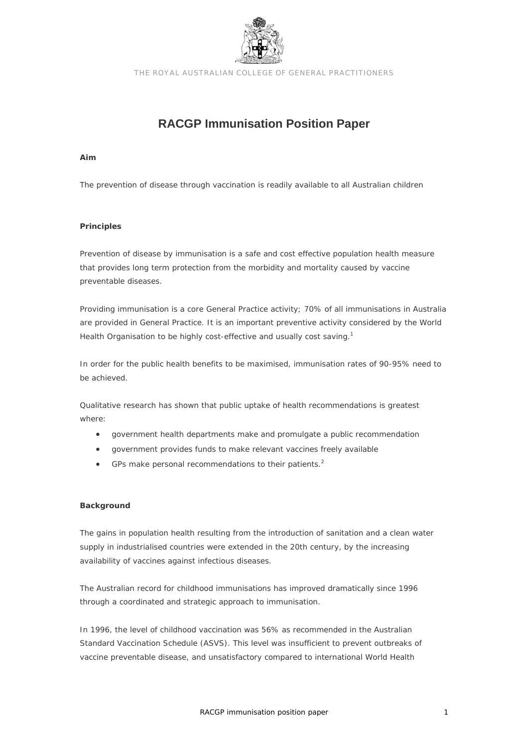THE ROYAL AUSTRALIAN COLLEGE OF GENERAL PRACTITIONERS

# RACGP Immunisation Position Paper

**Aim**

The prevention of disease through vaccination is readily available to all Australian children

**Principles**

Prevention of disease by immunisation is a safe and cost effective population health measure that provides long term protection from the morbidity and mortality caused by vaccine preventable diseases.

Providing immunisation is a core General Practice activity; 70% of all immunisations in Australia are provided in General Practice. It is an important preventive activity considered by the World Health Organisation to be highly cost-effective and usually cost saving.[1]

In order for the public health benefits to be maximised, immunisation rates of 90-95% need to be achieved.

Qualitative research has shown that public uptake of health recommendations is greatest where:

- government health departments make and promulgate a public recommendation
- government provides funds to make relevant vaccines freely available
- GPs make personal recommendations to their patients.[2]

**Background**

The gains in population health resulting from the introduction of sanitation and a clean water supply in industrialised countries were extended in the 20th century, by the increasing availability of vaccines against infectious diseases.

The Australian record for childhood immunisations has improved dramatically since 1996 through a coordinated and strategic approach to immunisation.

In 1996, the level of childhood vaccination was 56% as recommended in the Australian Standard Vaccination Schedule (ASVS). This level was insufficient to prevent outbreaks of vaccine preventable disease, and unsatisfactory compared to international World Health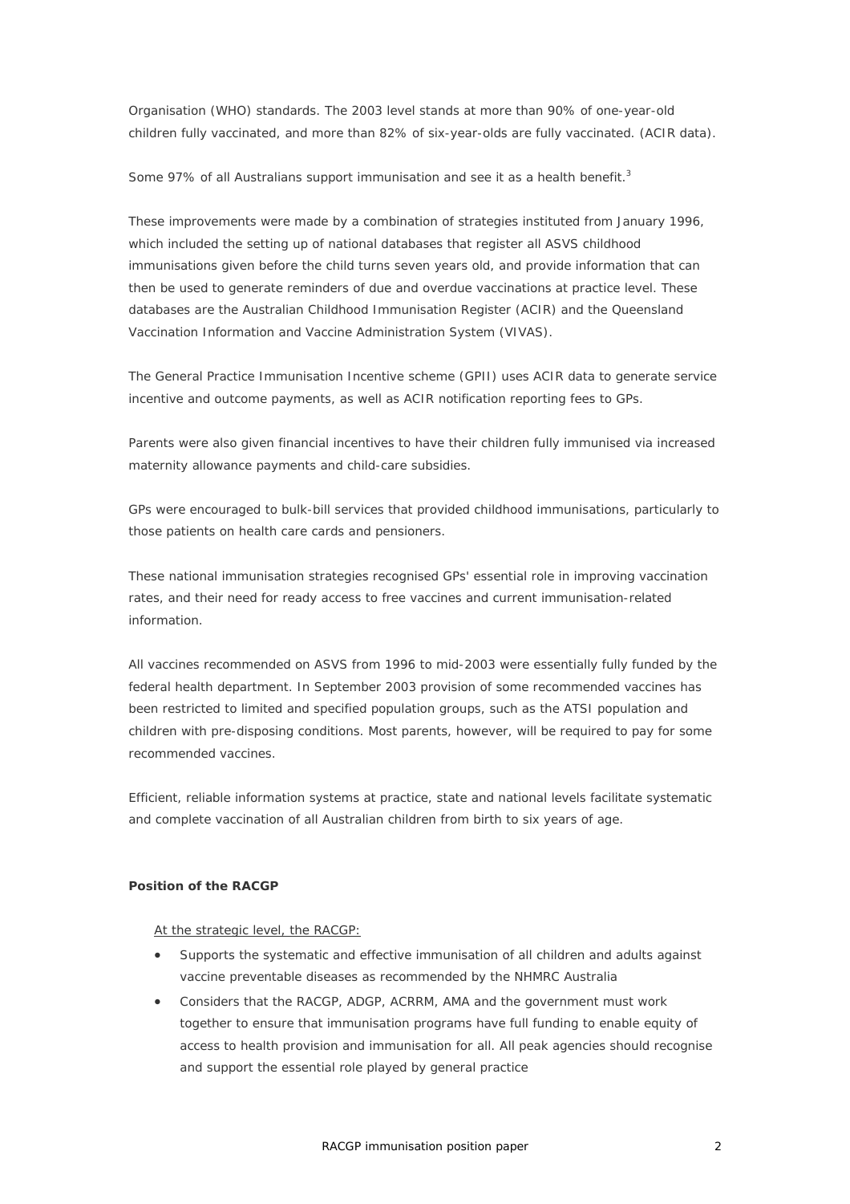Organisation (WHO) standards. The 2003 level stands at more than 90% of one-year-old children fully vaccinated, and more than 82% of six-year-olds are fully vaccinated. (ACIR data).

Some 97% of all Australians support immunisation and see it as a health benefit.[3]

These improvements were made by a combination of strategies instituted from January 1996, which included the setting up of national databases that register all ASVS childhood immunisations given before the child turns seven years old, and provide information that can then be used to generate reminders of due and overdue vaccinations at practice level. These databases are the Australian Childhood Immunisation Register (ACIR) and the Queensland Vaccination Information and Vaccine Administration System (VIVAS).

The General Practice Immunisation Incentive scheme (GPII) uses ACIR data to generate service incentive and outcome payments, as well as ACIR notification reporting fees to GPs.

Parents were also given financial incentives to have their children fully immunised via increased maternity allowance payments and child-care subsidies.

GPs were encouraged to bulk-bill services that provided childhood immunisations, particularly to those patients on health care cards and pensioners.

These national immunisation strategies recognised GPs' essential role in improving vaccination rates, and their need for ready access to free vaccines and current immunisation-related information.

All vaccines recommended on ASVS from 1996 to mid-2003 were essentially fully funded by the federal health department. In September 2003 provision of some recommended vaccines has been restricted to limited and specified population groups, such as the ATSI population and children with pre-disposing conditions. Most parents, however, will be required to pay for some recommended vaccines.

Efficient, reliable information systems at practice, state and national levels facilitate systematic and complete vaccination of all Australian children from birth to six years of age.

**Position of the RACGP**

At the strategic level, the RACGP:

- Supports the systematic and effective immunisation of all children and adults against vaccine preventable diseases as recommended by the NHMRC Australia
- Considers that the RACGP, ADGP, ACRRM, AMA and the government must work together to ensure that immunisation programs have full funding to enable equity of access to health provision and immunisation for all. All peak agencies should recognise and support the essential role played by general practice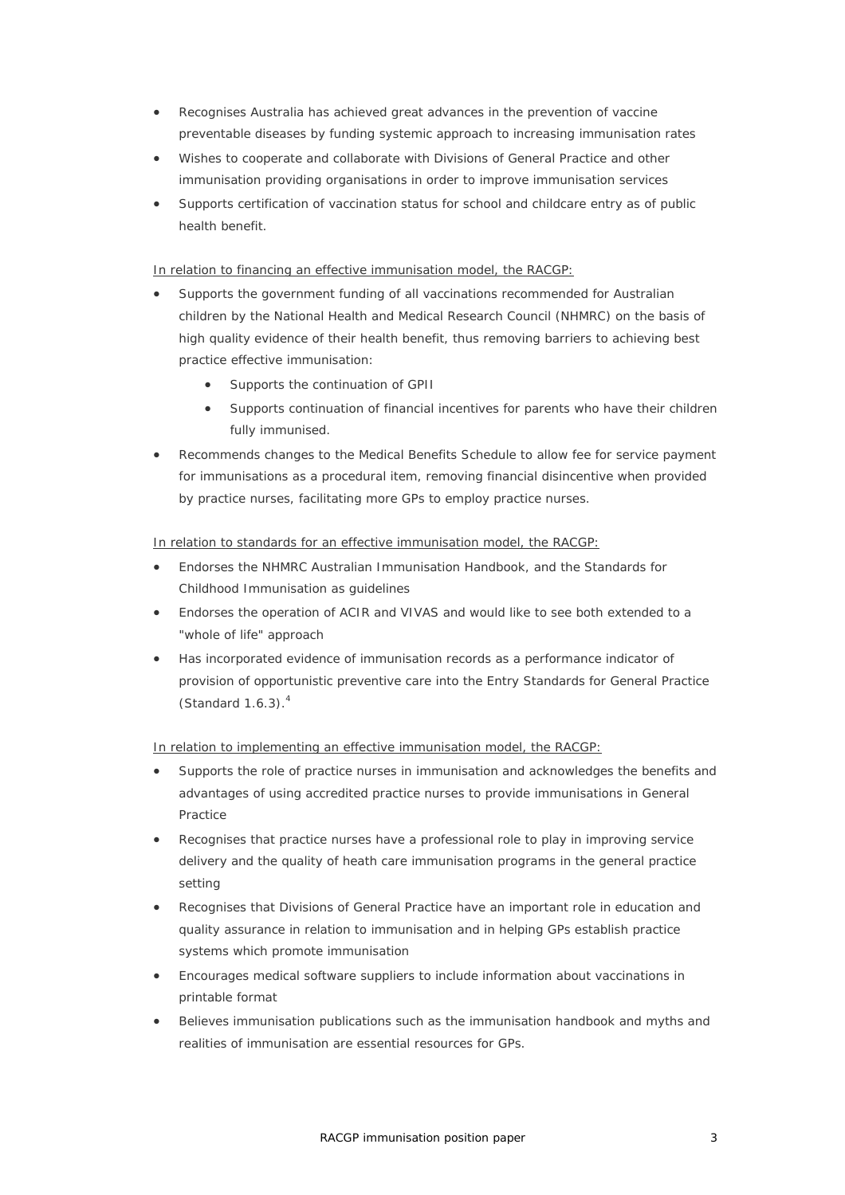- Recognises Australia has achieved great advances in the prevention of vaccine preventable diseases by funding systemic approach to increasing immunisation rates
- Wishes to cooperate and collaborate with Divisions of General Practice and other immunisation providing organisations in order to improve immunisation services
- Supports certification of vaccination status for school and childcare entry as of public health benefit.

<u>In relation to financing an effective immunisation model, the RACGP:</u>

- Supports the government funding of all vaccinations recommended for Australian children by the National Health and Medical Research Council (NHMRC) on the basis of high quality evidence of their health benefit, thus removing barriers to achieving best practice effective immunisation:
  - Supports the continuation of GPII
  - Supports continuation of financial incentives for parents who have their children fully immunised.
- Recommends changes to the Medical Benefits Schedule to allow fee for service payment for immunisations as a procedural item, removing financial disincentive when provided by practice nurses, facilitating more GPs to employ practice nurses.

<u>In relation to standards for an effective immunisation model, the RACGP:</u>

- Endorses the NHMRC Australian Immunisation Handbook, and the Standards for Childhood Immunisation as guidelines
- Endorses the operation of ACIR and VIVAS and would like to see both extended to a "whole of life" approach
- Has incorporated evidence of immunisation records as a performance indicator of provision of opportunistic preventive care into the Entry Standards for General Practice (Standard 1.6.3).[4]

<u>In relation to implementing an effective immunisation model, the RACGP:</u>

- Supports the role of practice nurses in immunisation and acknowledges the benefits and advantages of using accredited practice nurses to provide immunisations in General Practice
- Recognises that practice nurses have a professional role to play in improving service delivery and the quality of heath care immunisation programs in the general practice setting
- Recognises that Divisions of General Practice have an important role in education and quality assurance in relation to immunisation and in helping GPs establish practice systems which promote immunisation
- Encourages medical software suppliers to include information about vaccinations in printable format
- Believes immunisation publications such as the immunisation handbook and myths and realities of immunisation are essential resources for GPs.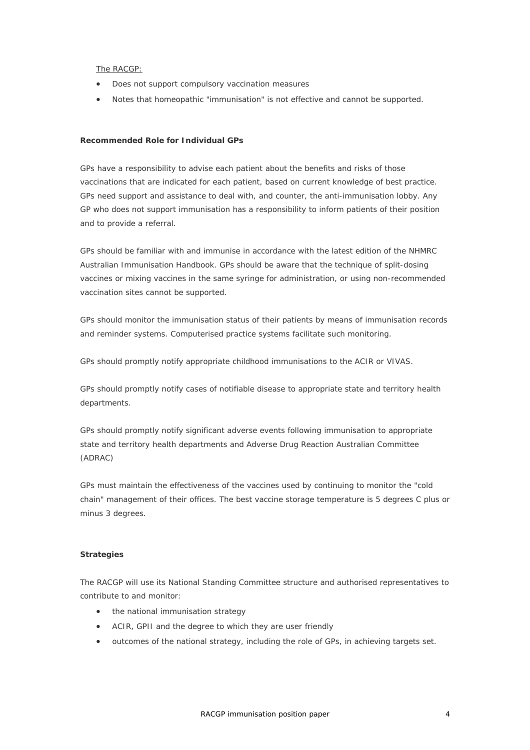<u>The RACGP:</u>

- Does not support compulsory vaccination measures
- Notes that homeopathic "immunisation" is not effective and cannot be supported.

**Recommended Role for Individual GPs**

GPs have a responsibility to advise each patient about the benefits and risks of those vaccinations that are indicated for each patient, based on current knowledge of best practice. GPs need support and assistance to deal with, and counter, the anti-immunisation lobby. Any GP who does not support immunisation has a responsibility to inform patients of their position and to provide a referral.

GPs should be familiar with and immunise in accordance with the latest edition of the NHMRC Australian Immunisation Handbook. GPs should be aware that the technique of split-dosing vaccines or mixing vaccines in the same syringe for administration, or using non-recommended vaccination sites cannot be supported.

GPs should monitor the immunisation status of their patients by means of immunisation records and reminder systems. Computerised practice systems facilitate such monitoring.

GPs should promptly notify appropriate childhood immunisations to the ACIR or VIVAS.

GPs should promptly notify cases of notifiable disease to appropriate state and territory health departments.

GPs should promptly notify significant adverse events following immunisation to appropriate state and territory health departments and Adverse Drug Reaction Australian Committee (ADRAC)

GPs must maintain the effectiveness of the vaccines used by continuing to monitor the "cold chain" management of their offices. The best vaccine storage temperature is 5 degrees C plus or minus 3 degrees.

**Strategies**

The RACGP will use its National Standing Committee structure and authorised representatives to contribute to and monitor:

- the national immunisation strategy
- ACIR, GPII and the degree to which they are user friendly
- outcomes of the national strategy, including the role of GPs, in achieving targets set.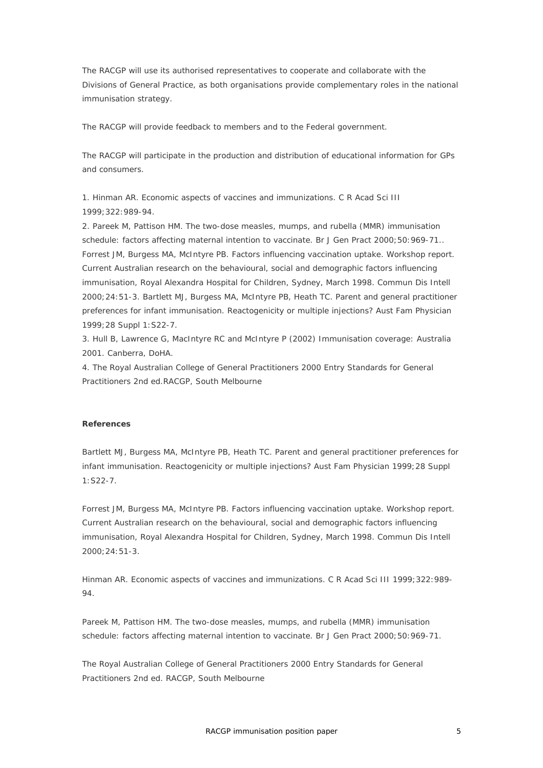The RACGP will use its authorised representatives to cooperate and collaborate with the Divisions of General Practice, as both organisations provide complementary roles in the national immunisation strategy.

The RACGP will provide feedback to members and to the Federal government.

The RACGP will participate in the production and distribution of educational information for GPs and consumers.

1. Hinman AR. Economic aspects of vaccines and immunizations. C R Acad Sci III 1999;322:989-94.
2. Pareek M, Pattison HM. The two-dose measles, mumps, and rubella (MMR) immunisation schedule: factors affecting maternal intention to vaccinate. Br J Gen Pract 2000;50:969-71.. Forrest JM, Burgess MA, McIntyre PB. Factors influencing vaccination uptake. Workshop report. Current Australian research on the behavioural, social and demographic factors influencing immunisation, Royal Alexandra Hospital for Children, Sydney, March 1998. Commun Dis Intell 2000;24:51-3. Bartlett MJ, Burgess MA, McIntyre PB, Heath TC. Parent and general practitioner preferences for infant immunisation. Reactogenicity or multiple injections? Aust Fam Physician 1999;28 Suppl 1:S22-7.
3. Hull B, Lawrence G, MacIntyre RC and McIntyre P (2002) Immunisation coverage: Australia 2001. Canberra, DoHA.
4. The Royal Australian College of General Practitioners 2000 Entry Standards for General Practitioners 2nd ed.RACGP, South Melbourne

**References**

Bartlett MJ, Burgess MA, McIntyre PB, Heath TC. Parent and general practitioner preferences for infant immunisation. Reactogenicity or multiple injections? Aust Fam Physician 1999;28 Suppl 1:S22-7.

Forrest JM, Burgess MA, McIntyre PB. Factors influencing vaccination uptake. Workshop report. Current Australian research on the behavioural, social and demographic factors influencing immunisation, Royal Alexandra Hospital for Children, Sydney, March 1998. Commun Dis Intell 2000;24:51-3.

Hinman AR. Economic aspects of vaccines and immunizations. C R Acad Sci III 1999;322:989-94.

Pareek M, Pattison HM. The two-dose measles, mumps, and rubella (MMR) immunisation schedule: factors affecting maternal intention to vaccinate. Br J Gen Pract 2000;50:969-71.

The Royal Australian College of General Practitioners 2000 Entry Standards for General Practitioners 2nd ed. RACGP, South Melbourne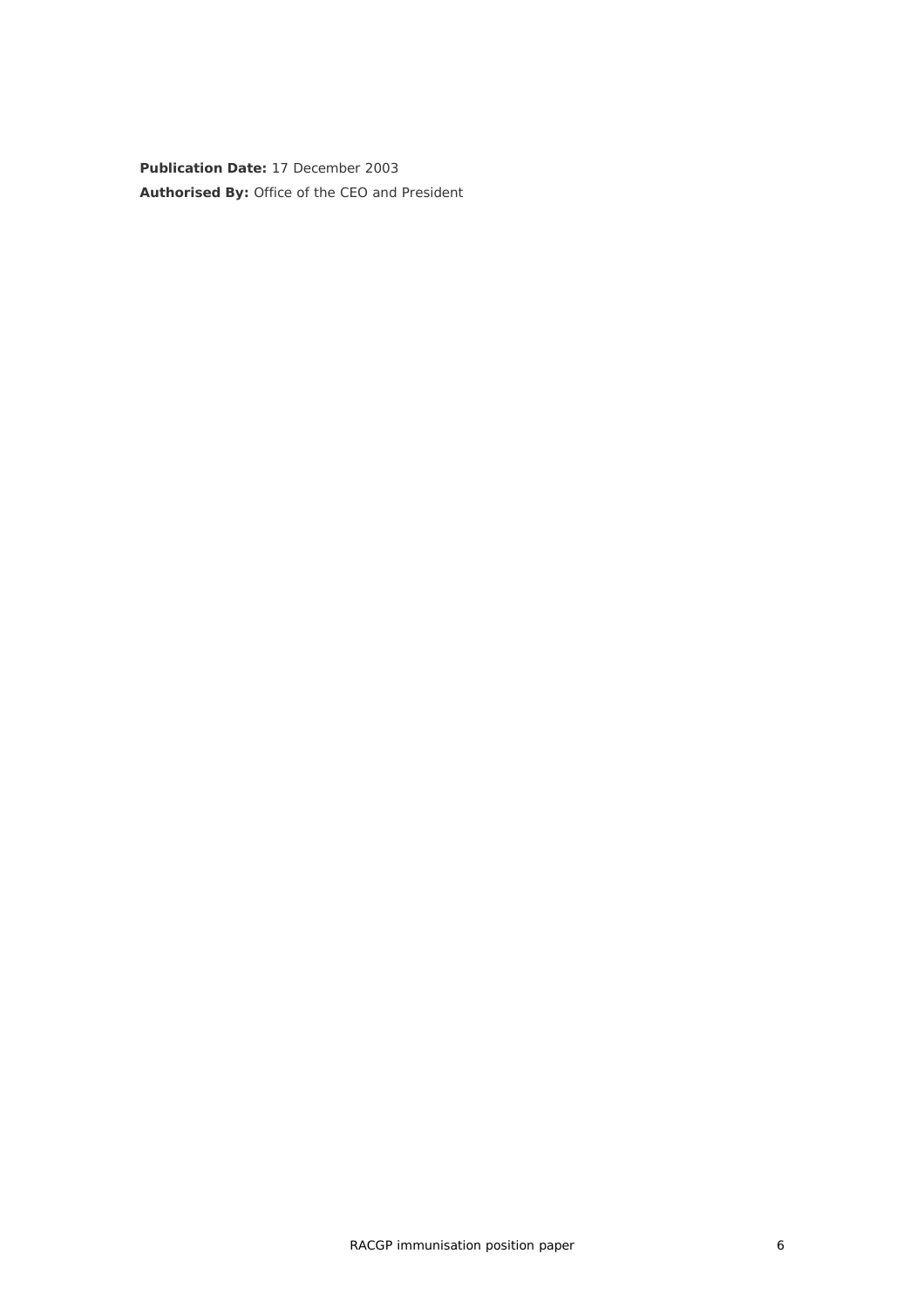**Publication Date:** 17 December 2003

**Authorised By:** Office of the CEO and President